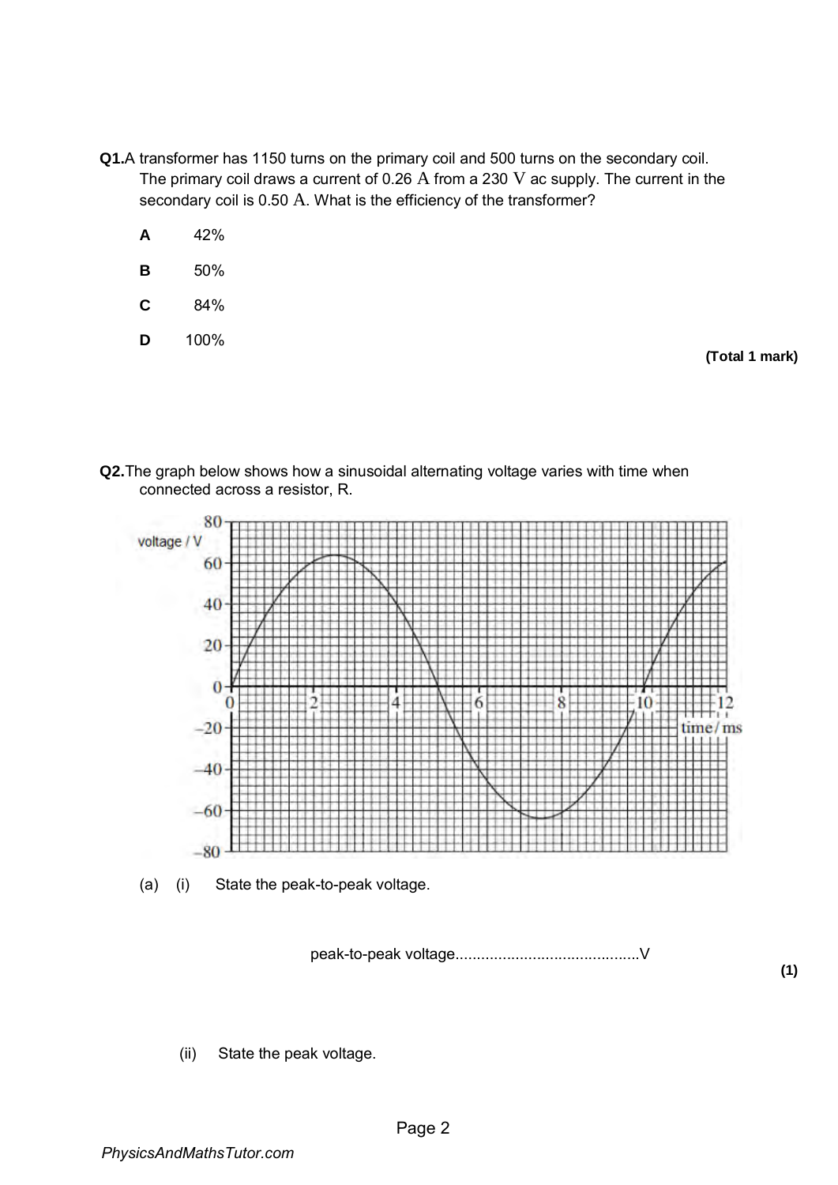**Q1.** A transformer has 1150 turns on the primary coil and 500 turns on the secondary coil. The primary coil draws a current of 0.26 A from a 230 V ac supply. The current in the secondary coil is 0.50 A. What is the efficiency of the transformer?

**A** 42%

**B** 50%

**C** 84%

**D** 100%

**(Total 1 mark)**

**Q2.** The graph below shows how a sinusoidal alternating voltage varies with time when connected across a resistor, R.

voltage / V

80
60
40
20
0
−20
−40
−60
−80

0 2 4 6 8 10 12

time / ms

(a) (i) State the peak-to-peak voltage.

peak-to-peak voltage..........................................V

**(1)**

(ii) State the peak voltage.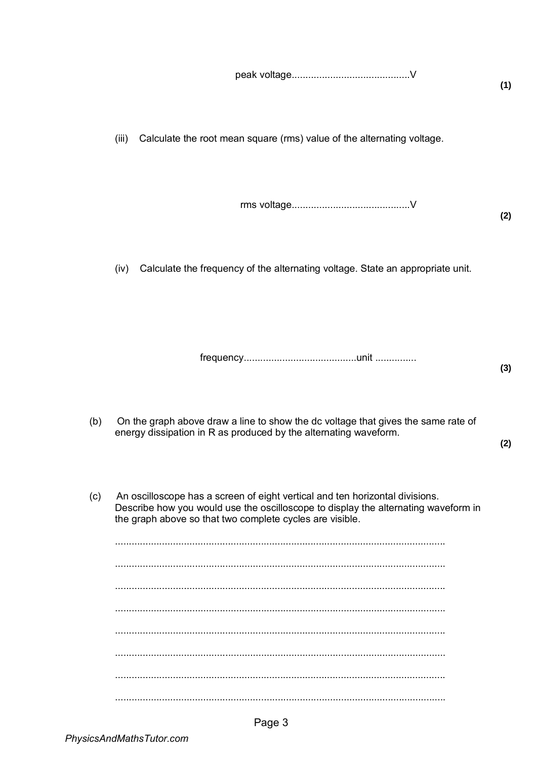peak voltage..........................................V

**(1)**

(iii) Calculate the root mean square (rms) value of the alternating voltage.

rms voltage..........................................V

**(2)**

(iv) Calculate the frequency of the alternating voltage. State an appropriate unit.

frequency.........................................unit ...............

**(3)**

(b) On the graph above draw a line to show the dc voltage that gives the same rate of energy dissipation in R as produced by the alternating waveform.

**(2)**

(c) An oscilloscope has a screen of eight vertical and ten horizontal divisions. Describe how you would use the oscilloscope to display the alternating waveform in the graph above so that two complete cycles are visible.

.......................................................................................................................

.......................................................................................................................

.......................................................................................................................

.......................................................................................................................

.......................................................................................................................

.......................................................................................................................

.......................................................................................................................

.......................................................................................................................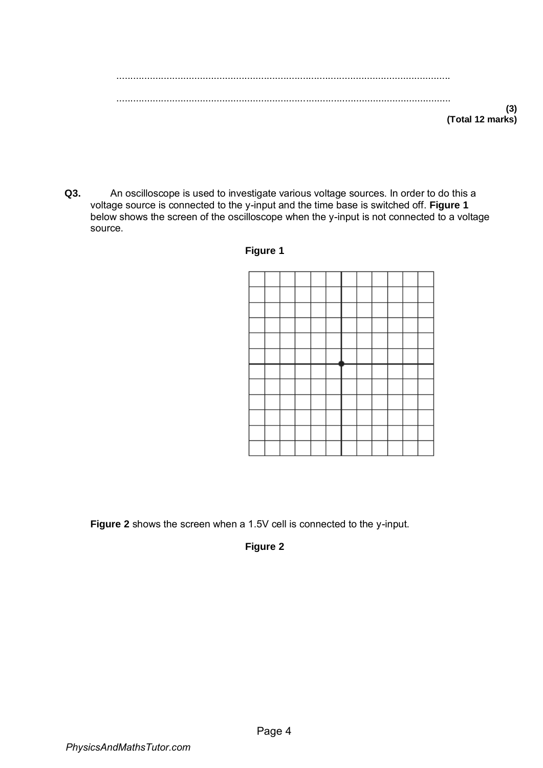.......................................................................................................................

.......................................................................................................................

**(3)**
**(Total 12 marks)**

**Q3.** An oscilloscope is used to investigate various voltage sources. In order to do this a voltage source is connected to the y-input and the time base is switched off. **Figure 1** below shows the screen of the oscilloscope when the y-input is not connected to a voltage source.

**Figure 1**

**Figure 2** shows the screen when a 1.5V cell is connected to the y-input.

**Figure 2**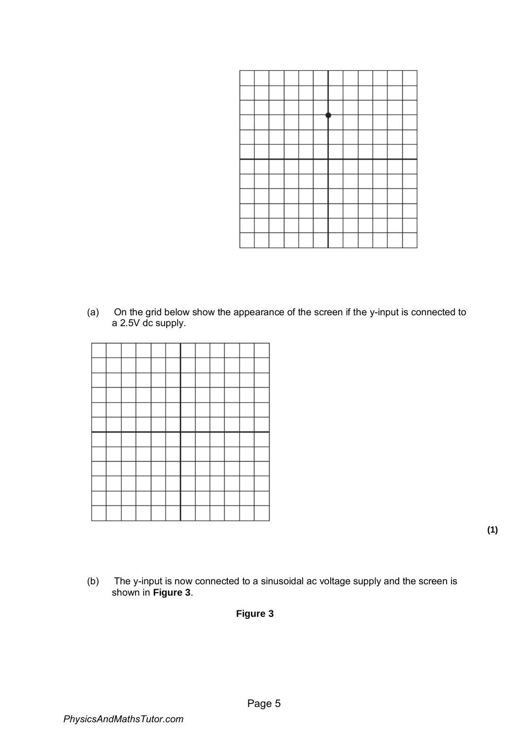(a) On the grid below show the appearance of the screen if the y-input is connected to a 2.5V dc supply.

**(1)**

(b) The y-input is now connected to a sinusoidal ac voltage supply and the screen is shown in **Figure 3**.

**Figure 3**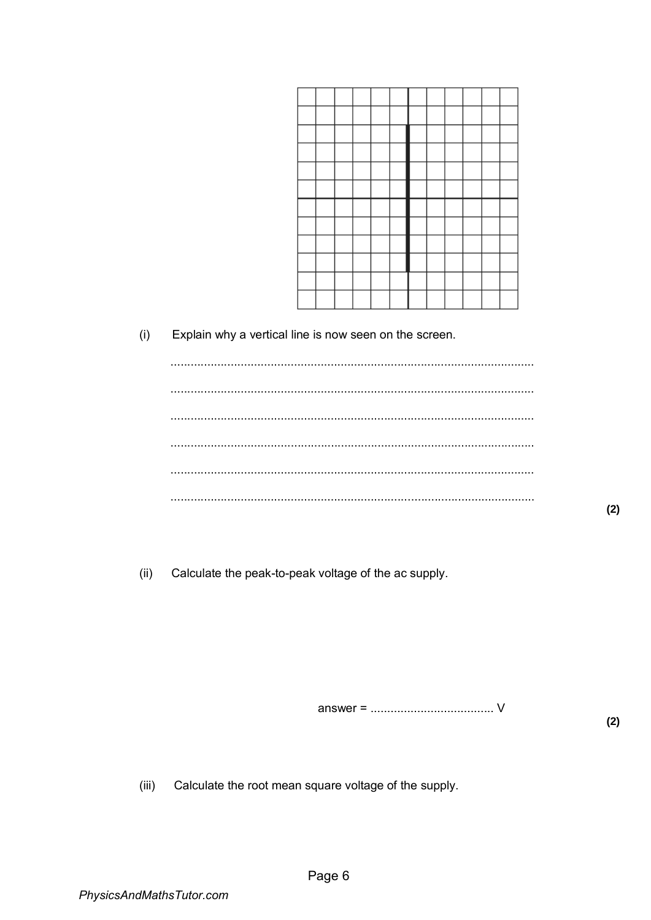(i) Explain why a vertical line is now seen on the screen.

............................................................................................................

............................................................................................................

............................................................................................................

............................................................................................................

............................................................................................................

............................................................................................................

**(2)**

(ii) Calculate the peak-to-peak voltage of the ac supply.

answer = ..................................... V

**(2)**

(iii) Calculate the root mean square voltage of the supply.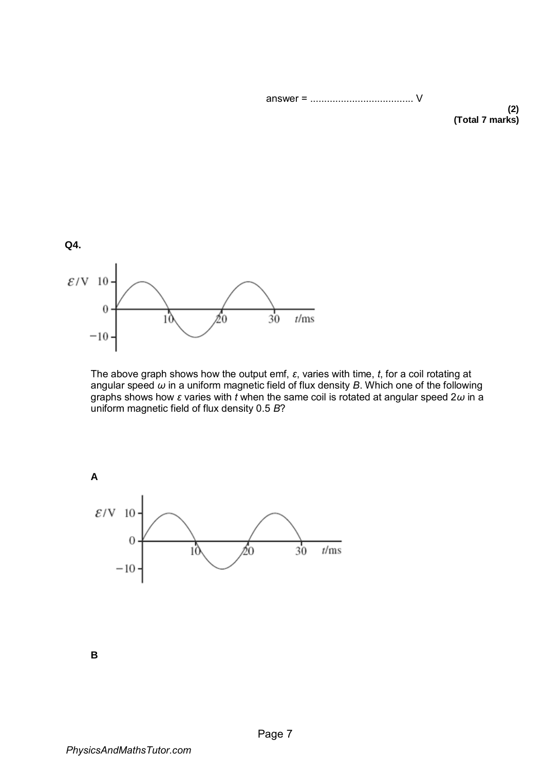answer = .................................... V

**(2)**
**(Total 7 marks)**

**Q4.**

$\varepsilon$/V 10
0
−10
10 20 30 $t$/ms

The above graph shows how the output emf, $\varepsilon$, varies with time, $t$, for a coil rotating at angular speed $\omega$ in a uniform magnetic field of flux density $B$. Which one of the following graphs shows how $\varepsilon$ varies with $t$ when the same coil is rotated at angular speed $2\omega$ in a uniform magnetic field of flux density 0.5 $B$?

**A**

$\varepsilon$/V 10
0
−10
10 20 30 $t$/ms

**B**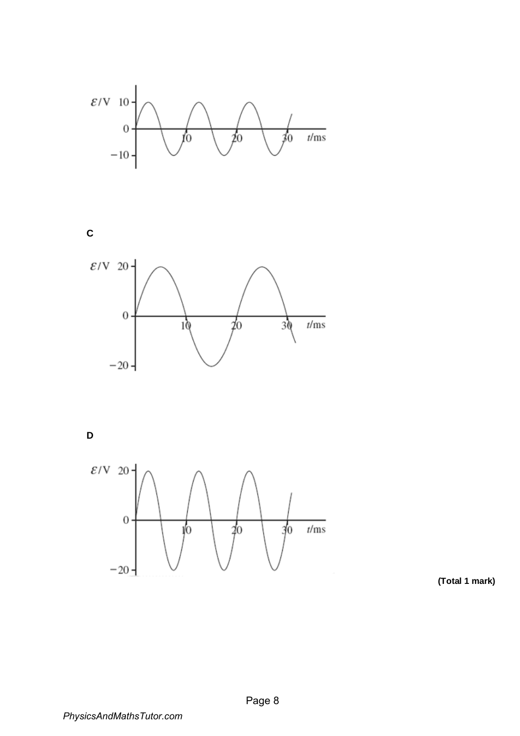$\varepsilon$/V 10

0

−10

10 20 30 $t$/ms

**C**

$\varepsilon$/V 20

0

−20

10 20 30 $t$/ms

**D**

$\varepsilon$/V 20

0

−20

10 20 30 $t$/ms

**(Total 1 mark)**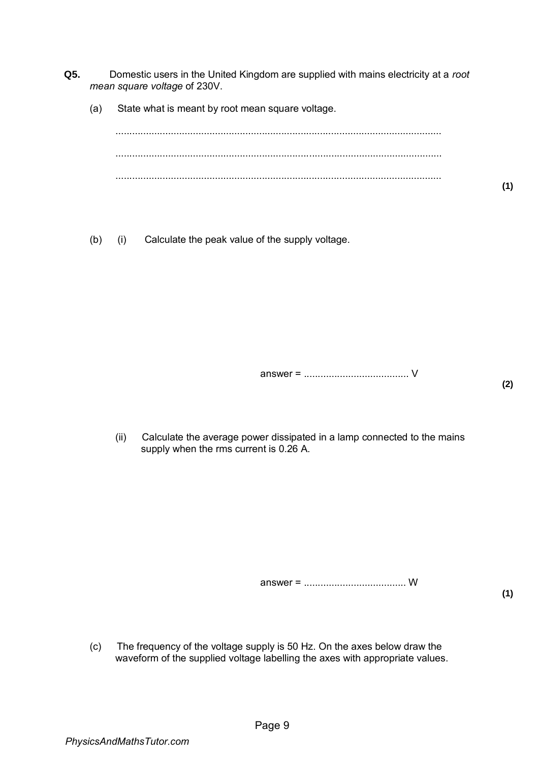**Q5.** Domestic users in the United Kingdom are supplied with mains electricity at a *root mean square voltage* of 230V.

(a) State what is meant by root mean square voltage.

......................................................................................................................

......................................................................................................................

...................................................................................................................... **(1)**

(b) (i) Calculate the peak value of the supply voltage.

answer = ...................................... V **(2)**

(ii) Calculate the average power dissipated in a lamp connected to the mains supply when the rms current is 0.26 A.

answer = ..................................... W **(1)**

(c) The frequency of the voltage supply is 50 Hz. On the axes below draw the waveform of the supplied voltage labelling the axes with appropriate values.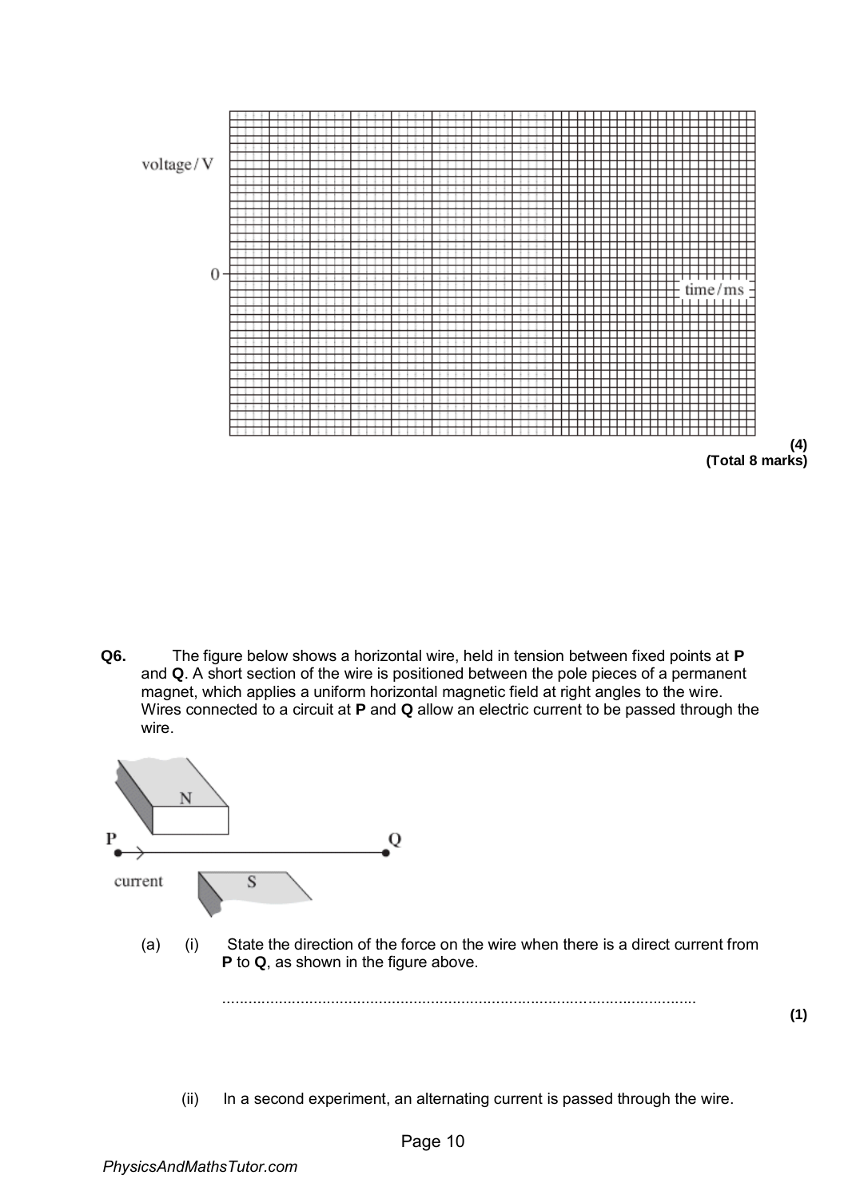voltage / V

0

time / ms

**(4)**
**(Total 8 marks)**

**Q6.** The figure below shows a horizontal wire, held in tension between fixed points at **P** and **Q**. A short section of the wire is positioned between the pole pieces of a permanent magnet, which applies a uniform horizontal magnetic field at right angles to the wire. Wires connected to a circuit at **P** and **Q** allow an electric current to be passed through the wire.

N

P

Q

current

S

(a) (i) State the direction of the force on the wire when there is a direct current from **P** to **Q**, as shown in the figure above.

...............................................................................................................

**(1)**

(ii) In a second experiment, an alternating current is passed through the wire.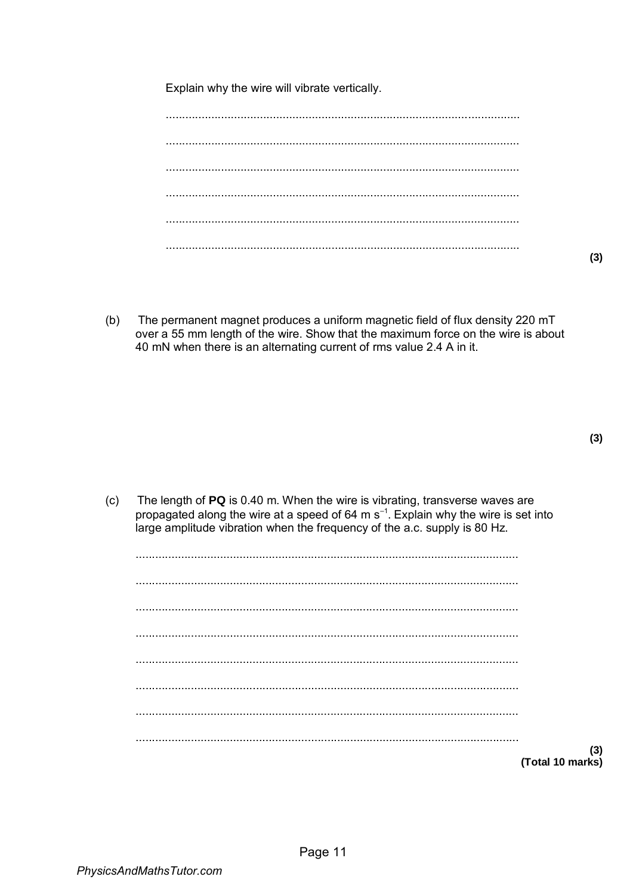Explain why the wire will vibrate vertically.

...........................................................................................................

...........................................................................................................

...........................................................................................................

...........................................................................................................

...........................................................................................................

...........................................................................................................

**(3)**

(b) The permanent magnet produces a uniform magnetic field of flux density 220 mT over a 55 mm length of the wire. Show that the maximum force on the wire is about 40 mN when there is an alternating current of rms value 2.4 A in it.

**(3)**

(c) The length of **PQ** is 0.40 m. When the wire is vibrating, transverse waves are propagated along the wire at a speed of 64 m $s^{-1}$. Explain why the wire is set into large amplitude vibration when the frequency of the a.c. supply is 80 Hz.

...........................................................................................................

...........................................................................................................

...........................................................................................................

...........................................................................................................

...........................................................................................................

...........................................................................................................

...........................................................................................................

...........................................................................................................

**(3)**
**(Total 10 marks)**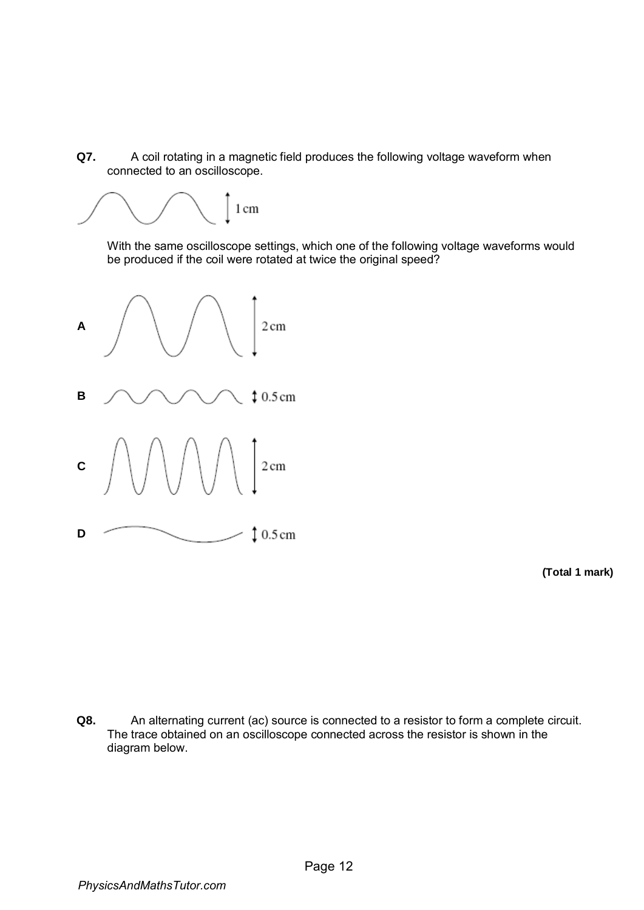**Q7.** A coil rotating in a magnetic field produces the following voltage waveform when connected to an oscilloscope.

1 cm

With the same oscilloscope settings, which one of the following voltage waveforms would be produced if the coil were rotated at twice the original speed?

**A**

2 cm

**B**

0.5 cm

**C**

2 cm

**D**

0.5 cm

**(Total 1 mark)**

**Q8.** An alternating current (ac) source is connected to a resistor to form a complete circuit. The trace obtained on an oscilloscope connected across the resistor is shown in the diagram below.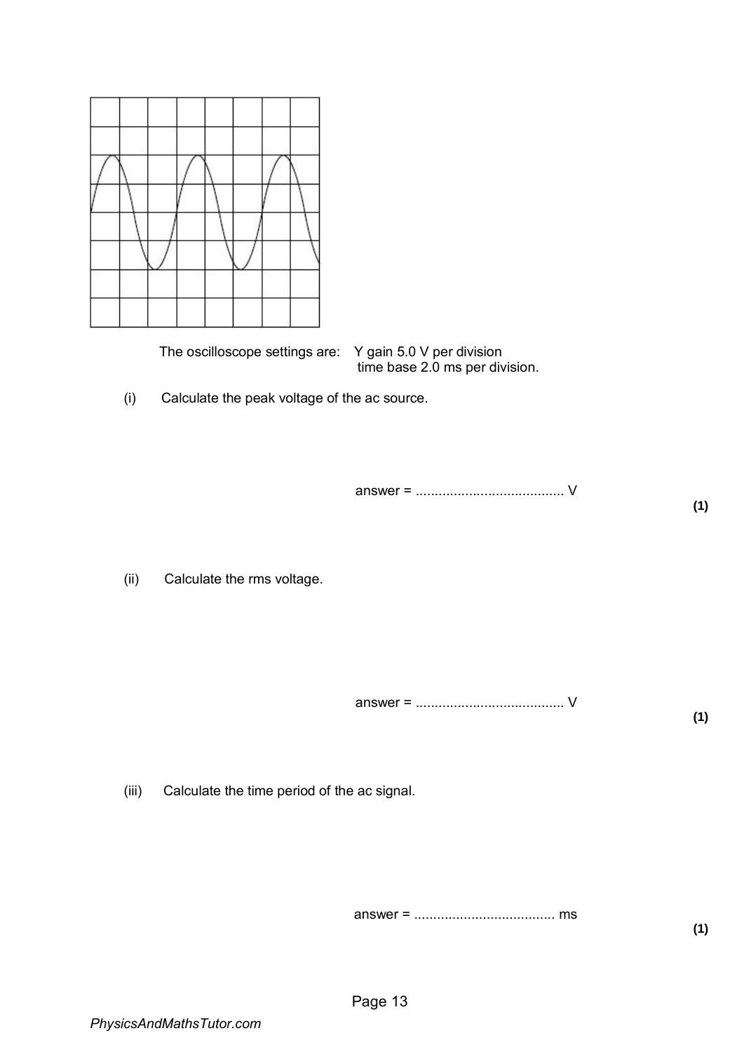The oscilloscope settings are: Y gain 5.0 V per division
time base 2.0 ms per division.

(i) Calculate the peak voltage of the ac source.

answer = ...................................... V

**(1)**

(ii) Calculate the rms voltage.

answer = ...................................... V

**(1)**

(iii) Calculate the time period of the ac signal.

answer = .................................... ms

**(1)**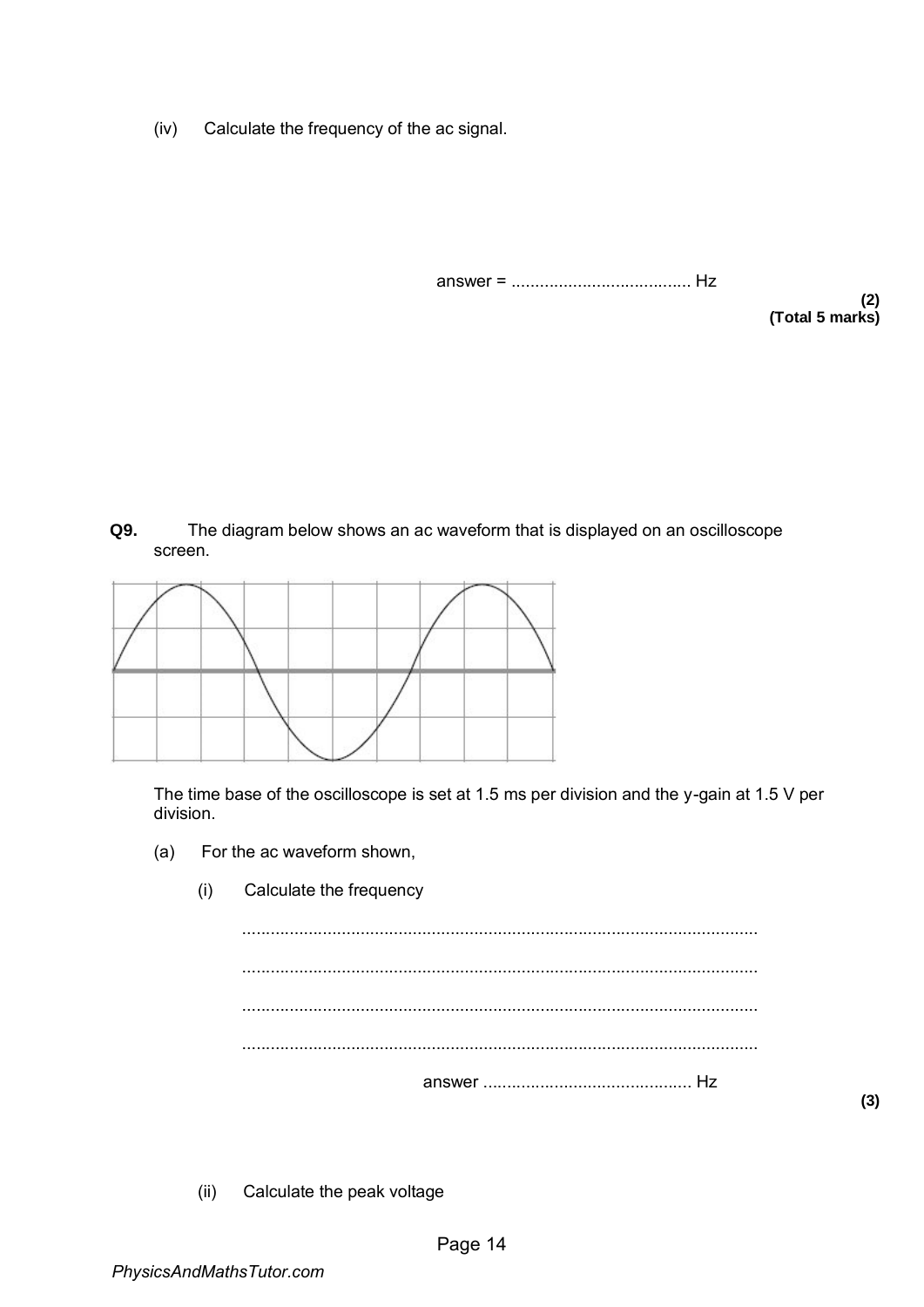(iv) Calculate the frequency of the ac signal.

answer = ...................................... Hz

**(2)**
**(Total 5 marks)**

**Q9.** The diagram below shows an ac waveform that is displayed on an oscilloscope screen.

The time base of the oscilloscope is set at 1.5 ms per division and the y-gain at 1.5 V per division.

(a) For the ac waveform shown,

(i) Calculate the frequency

.............................................................................................................

.............................................................................................................

.............................................................................................................

.............................................................................................................

answer ............................................ Hz

**(3)**

(ii) Calculate the peak voltage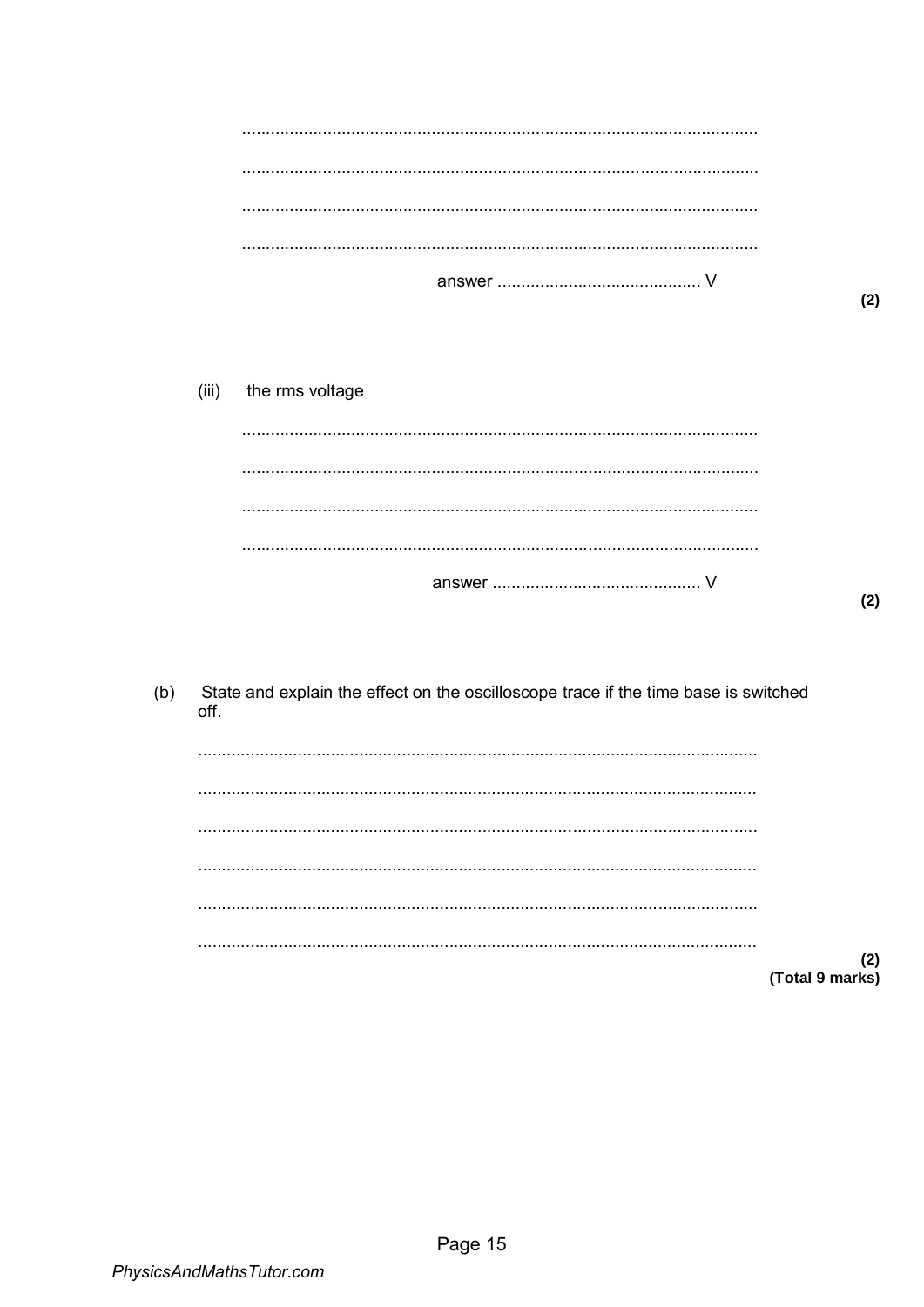answer .......................................... V

(2)

(iii) the rms voltage

answer .......................................... V

(2)

(b) State and explain the effect on the oscilloscope trace if the time base is switched off.

(2)

(Total 9 marks)